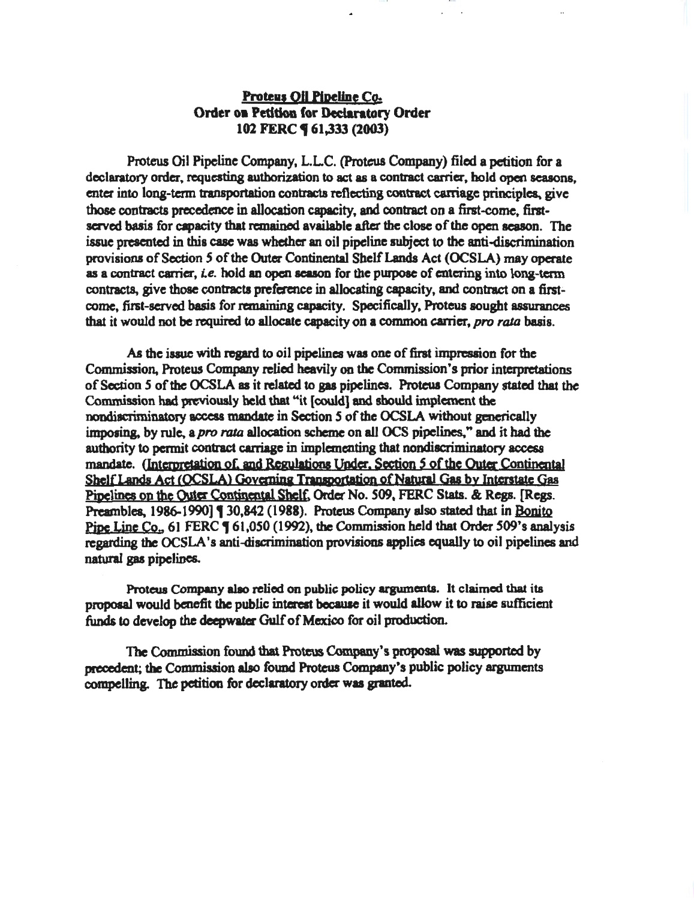**Proteus Oil Pipeline Co.**
**Order on Petition for Declaratory Order**
**102 FERC ¶ 61,333 (2003)**

Proteus Oil Pipeline Company, L.L.C. (Proteus Company) filed a petition for a declaratory order, requesting authorization to act as a contract carrier, hold open seasons, enter into long-term transportation contracts reflecting contract carriage principles, give those contracts precedence in allocation capacity, and contract on a first-come, first-served basis for capacity that remained available after the close of the open season. The issue presented in this case was whether an oil pipeline subject to the anti-discrimination provisions of Section 5 of the Outer Continental Shelf Lands Act (OCSLA) may operate as a contract carrier, *i.e.* hold an open season for the purpose of entering into long-term contracts, give those contracts preference in allocating capacity, and contract on a first-come, first-served basis for remaining capacity. Specifically, Proteus sought assurances that it would not be required to allocate capacity on a common carrier, *pro rata* basis.

As the issue with regard to oil pipelines was one of first impression for the Commission, Proteus Company relied heavily on the Commission's prior interpretations of Section 5 of the OCSLA as it related to gas pipelines. Proteus Company stated that the Commission had previously held that "it [could] and should implement the nondiscriminatory access mandate in Section 5 of the OCSLA without generically imposing, by rule, a *pro rata* allocation scheme on all OCS pipelines," and it had the authority to permit contract carriage in implementing that nondiscriminatory access mandate. (Interpretation of, and Regulations Under, Section 5 of the Outer Continental Shelf Lands Act (OCSLA) Governing Transportation of Natural Gas by Interstate Gas Pipelines on the Outer Continental Shelf, Order No. 509, FERC Stats. & Regs. [Regs. Preambles, 1986-1990] ¶ 30,842 (1988). Proteus Company also stated that in Bonito Pipe Line Co., 61 FERC ¶ 61,050 (1992), the Commission held that Order 509's analysis regarding the OCSLA's anti-discrimination provisions applies equally to oil pipelines and natural gas pipelines.

Proteus Company also relied on public policy arguments. It claimed that its proposal would benefit the public interest because it would allow it to raise sufficient funds to develop the deepwater Gulf of Mexico for oil production.

The Commission found that Proteus Company's proposal was supported by precedent; the Commission also found Proteus Company's public policy arguments compelling. The petition for declaratory order was granted.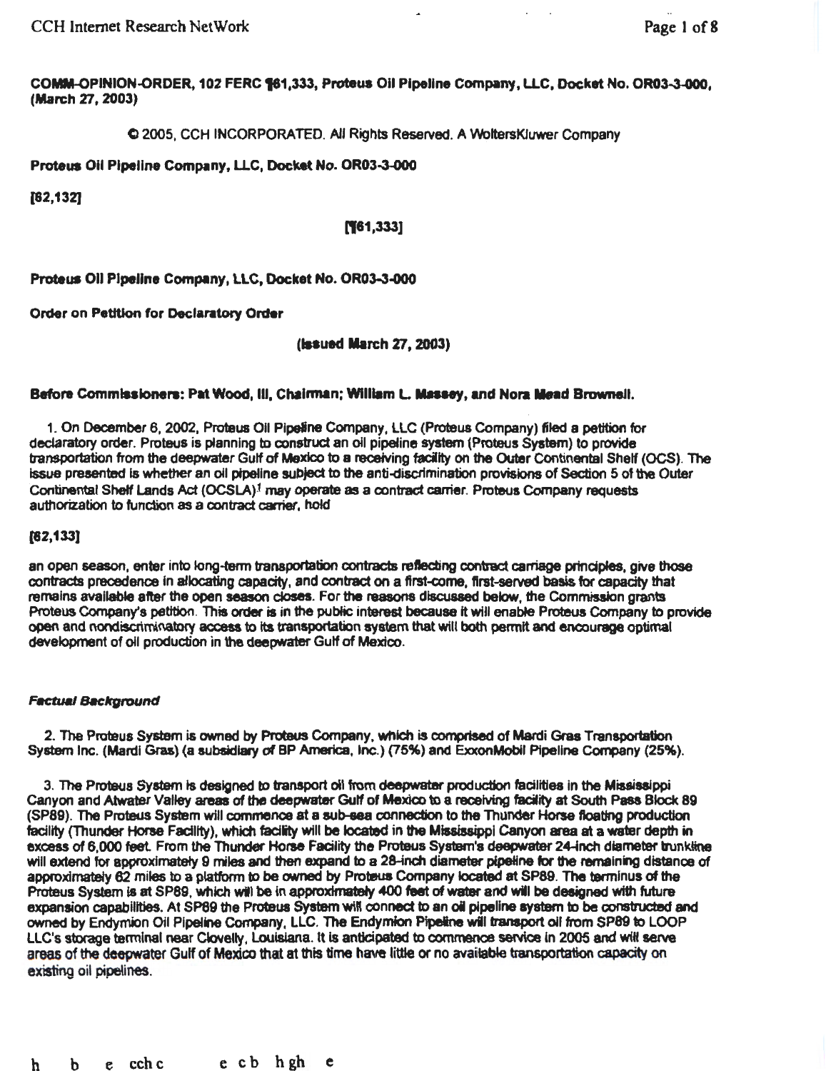**COMM-OPINION-ORDER, 102 FERC ¶61,333, Proteus Oil Pipeline Company, LLC, Docket No. OR03-3-000, (March 27, 2003)**

© 2005, CCH INCORPORATED. All Rights Reserved. A WoltersKluwer Company

**Proteus Oil Pipeline Company, LLC, Docket No. OR03-3-000**

**[62,132]**

**[¶61,333]**

**Proteus Oil Pipeline Company, LLC, Docket No. OR03-3-000**

**Order on Petition for Declaratory Order**

**(Issued March 27, 2003)**

**Before Commissioners: Pat Wood, III, Chairman; William L. Massey, and Nora Mead Brownell.**

1. On December 6, 2002, Proteus Oil Pipeline Company, LLC (Proteus Company) filed a petition for declaratory order. Proteus is planning to construct an oil pipeline system (Proteus System) to provide transportation from the deepwater Gulf of Mexico to a receiving facility on the Outer Continental Shelf (OCS). The issue presented is whether an oil pipeline subject to the anti-discrimination provisions of Section 5 of the Outer Continental Shelf Lands Act (OCSLA)[1] may operate as a contract carrier. Proteus Company requests authorization to function as a contract carrier, hold

**[62,133]**

an open season, enter into long-term transportation contracts reflecting contract carriage principles, give those contracts precedence in allocating capacity, and contract on a first-come, first-served basis for capacity that remains available after the open season closes. For the reasons discussed below, the Commission grants Proteus Company's petition. This order is in the public interest because it will enable Proteus Company to provide open and nondiscriminatory access to its transportation system that will both permit and encourage optimal development of oil production in the deepwater Gulf of Mexico.

***Factual Background***

2. The Proteus System is owned by Proteus Company, which is comprised of Mardi Gras Transportation System Inc. (Mardi Gras) (a subsidiary of BP America, Inc.) (75%) and ExxonMobil Pipeline Company (25%).

3. The Proteus System is designed to transport oil from deepwater production facilities in the Mississippi Canyon and Atwater Valley areas of the deepwater Gulf of Mexico to a receiving facility at South Pass Block 89 (SP89). The Proteus System will commence at a sub-sea connection to the Thunder Horse floating production facility (Thunder Horse Facility), which facility will be located in the Mississippi Canyon area at a water depth in excess of 6,000 feet. From the Thunder Horse Facility the Proteus System's deepwater 24-inch diameter trunkline will extend for approximately 9 miles and then expand to a 28-inch diameter pipeline for the remaining distance of approximately 62 miles to a platform to be owned by Proteus Company located at SP89. The terminus of the Proteus System is at SP89, which will be in approximately 400 feet of water and will be designed with future expansion capabilities. At SP89 the Proteus System will connect to an oil pipeline system to be constructed and owned by Endymion Oil Pipeline Company, LLC. The Endymion Pipeline will transport oil from SP89 to LOOP LLC's storage terminal near Clovelly, Louisiana. It is anticipated to commence service in 2005 and will serve areas of the deepwater Gulf of Mexico that at this time have little or no available transportation capacity on existing oil pipelines.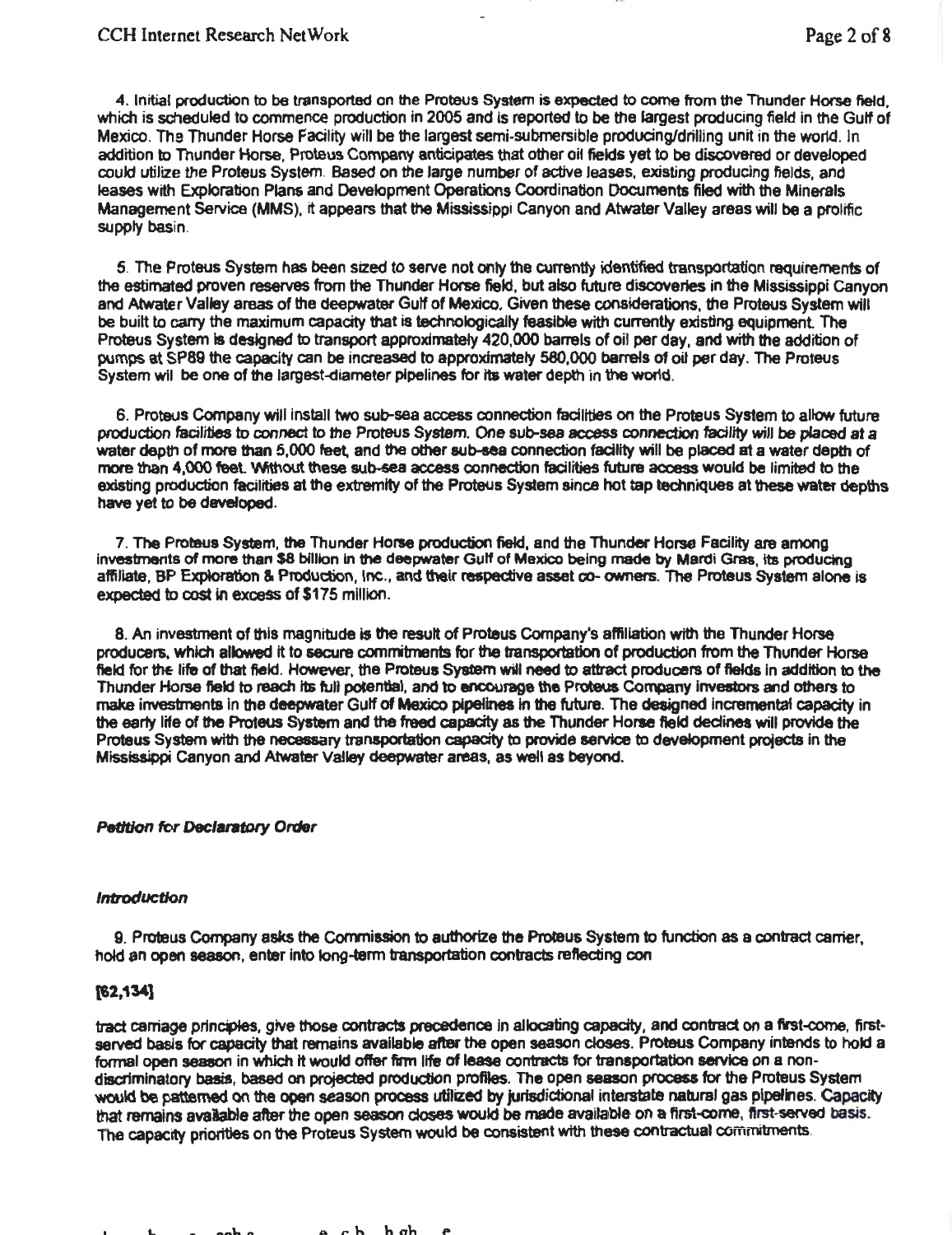4. Initial production to be transported on the Proteus System is expected to come from the Thunder Horse field, which is scheduled to commence production in 2005 and is reported to be the largest producing field in the Gulf of Mexico. The Thunder Horse Facility will be the largest semi-submersible producing/drilling unit in the world. In addition to Thunder Horse, Proteus Company anticipates that other oil fields yet to be discovered or developed could utilize the Proteus System. Based on the large number of active leases, existing producing fields, and leases with Exploration Plans and Development Operations Coordination Documents filed with the Minerals Management Service (MMS), it appears that the Mississippi Canyon and Atwater Valley areas will be a prolific supply basin.

5. The Proteus System has been sized to serve not only the currently identified transportation requirements of the estimated proven reserves from the Thunder Horse field, but also future discoveries in the Mississippi Canyon and Atwater Valley areas of the deepwater Gulf of Mexico. Given these considerations, the Proteus System will be built to carry the maximum capacity that is technologically feasible with currently existing equipment. The Proteus System is designed to transport approximately 420,000 barrels of oil per day, and with the addition of pumps at SP89 the capacity can be increased to approximately 580,000 barrels of oil per day. The Proteus System wil be one of the largest-diameter pipelines for its water depth in the world.

6. Proteus Company will install two sub-sea access connection facilities on the Proteus System to allow future production facilities to connect to the Proteus System. One sub-sea access connection facility will be placed at a water depth of more than 5,000 feet, and the other sub-sea connection facility will be placed at a water depth of more than 4,000 feet. Without these sub-sea access connection facilities future access would be limited to the existing production facilities at the extremity of the Proteus System since hot tap techniques at these water depths have yet to be developed.

7. The Proteus System, the Thunder Horse production field, and the Thunder Horse Facility are among investments of more than $8 billion in the deepwater Gulf of Mexico being made by Mardi Gras, its producing affiliate, BP Exploration & Production, Inc., and their respective asset co- owners. The Proteus System alone is expected to cost in excess of $175 million.

8. An investment of this magnitude is the result of Proteus Company's affiliation with the Thunder Horse producers, which allowed it to secure commitments for the transportation of production from the Thunder Horse field for the life of that field. However, the Proteus System will need to attract producers of fields in addition to the Thunder Horse field to reach its full potential, and to encourage the Proteus Company investors and others to make investments in the deepwater Gulf of Mexico pipelines in the future. The designed incremental capacity in the early life of the Proteus System and the freed capacity as the Thunder Horse field declines will provide the Proteus System with the necessary transportation capacity to provide service to development projects in the Mississippi Canyon and Atwater Valley deepwater areas, as well as beyond.

***Petition for Declaratory Order***

***Introduction***

9. Proteus Company asks the Commission to authorize the Proteus System to function as a contract carrier, hold an open season, enter into long-term transportation contracts reflecting con

**[62,134]**

tract carriage principles, give those contracts precedence in allocating capacity, and contract on a first-come, first-served basis for capacity that remains available after the open season closes. Proteus Company intends to hold a formal open season in which it would offer firm life of lease contracts for transportation service on a non-discriminatory basis, based on projected production profiles. The open season process for the Proteus System would be patterned on the open season process utilized by jurisdictional interstate natural gas pipelines. Capacity that remains available after the open season closes would be made available on a first-come, first-served basis. The capacity priorities on the Proteus System would be consistent with these contractual commitments.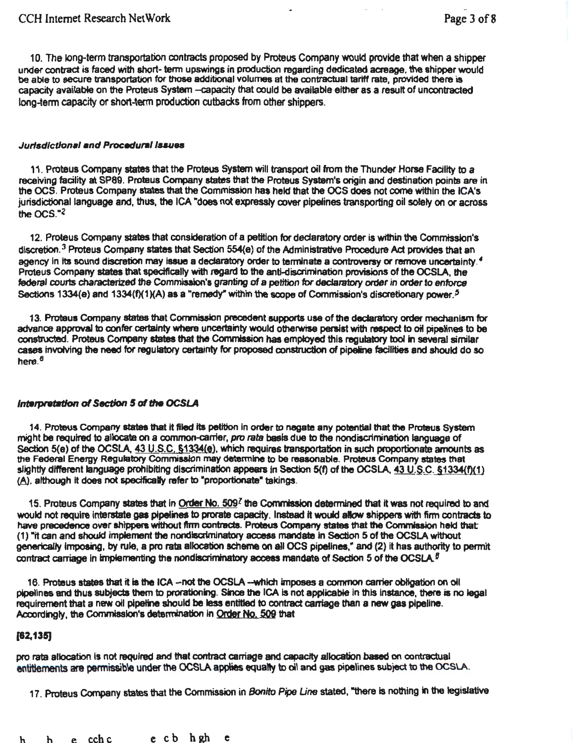10. The long-term transportation contracts proposed by Proteus Company would provide that when a shipper under contract is faced with short- term upswings in production regarding dedicated acreage, the shipper would be able to secure transportation for those additional volumes at the contractual tariff rate, provided there is capacity available on the Proteus System --capacity that could be available either as a result of uncontracted long-term capacity or short-term production cutbacks from other shippers.

#### *Jurisdictional and Procedural Issues*

11. Proteus Company states that the Proteus System will transport oil from the Thunder Horse Facility to a receiving facility at SP89. Proteus Company states that the Proteus System's origin and destination points are in the OCS. Proteus Company states that the Commission has held that the OCS does not come within the ICA's jurisdictional language and, thus, the ICA "does not expressly cover pipelines transporting oil solely on or across the OCS."[2]

12. Proteus Company states that consideration of a petition for declaratory order is within the Commission's discretion.[3] Proteus Company states that Section 554(e) of the Administrative Procedure Act provides that an agency in its sound discretion may issue a declaratory order to terminate a controversy or remove uncertainty.[4] Proteus Company states that specifically with regard to the anti-discrimination provisions of the OCSLA, the federal courts characterized the Commission's granting of a petition for declaratory order in order to enforce Sections 1334(e) and 1334(f)(1)(A) as a "remedy" within the scope of Commission's discretionary power.[5]

13. Proteus Company states that Commission precedent supports use of the declaratory order mechanism for advance approval to confer certainty where uncertainty would otherwise persist with respect to oil pipelines to be constructed. Proteus Company states that the Commission has employed this regulatory tool in several similar cases involving the need for regulatory certainty for proposed construction of pipeline facilities and should do so here.[6]

#### *Interpretation of Section 5 of the OCSLA*

14. Proteus Company states that it filed its petition in order to negate any potential that the Proteus System might be required to allocate on a common-carrier, *pro rata* basis due to the nondiscrimination language of Section 5(e) of the OCSLA, 43 U.S.C. §1334(e), which requires transportation in such proportionate amounts as the Federal Energy Regulatory Commission may determine to be reasonable. Proteus Company states that slightly different language prohibiting discrimination appears in Section 5(f) of the OCSLA, 43 U.S.C. §1334(f)(1)(A), although it does not specifically refer to "proportionate" takings.

15. Proteus Company states that in Order No. 509[7] the Commission determined that it was not required to and would not require interstate gas pipelines to prorate capacity. Instead it would allow shippers with firm contracts to have precedence over shippers without firm contracts. Proteus Company states that the Commission held that: (1) "it can and should implement the nondiscriminatory access mandate in Section 5 of the OCSLA without generically imposing, by rule, a pro rata allocation scheme on all OCS pipelines," and (2) it has authority to permit contract carriage in implementing the nondiscriminatory access mandate of Section 5 of the OCSLA.[8]

16. Proteus states that it is the ICA --not the OCSLA --which imposes a common carrier obligation on oil pipelines and thus subjects them to prorationing. Since the ICA is not applicable in this instance, there is no legal requirement that a new oil pipeline should be less entitled to contract carriage than a new gas pipeline. Accordingly, the Commission's determination in Order No. 509 that

**[62,135]**

pro rata allocation is not required and that contract carriage and capacity allocation based on contractual entitlements are permissible under the OCSLA applies equally to oil and gas pipelines subject to the OCSLA.

17. Proteus Company states that the Commission in *Bonito Pipe Line* stated, "there is nothing in the legislative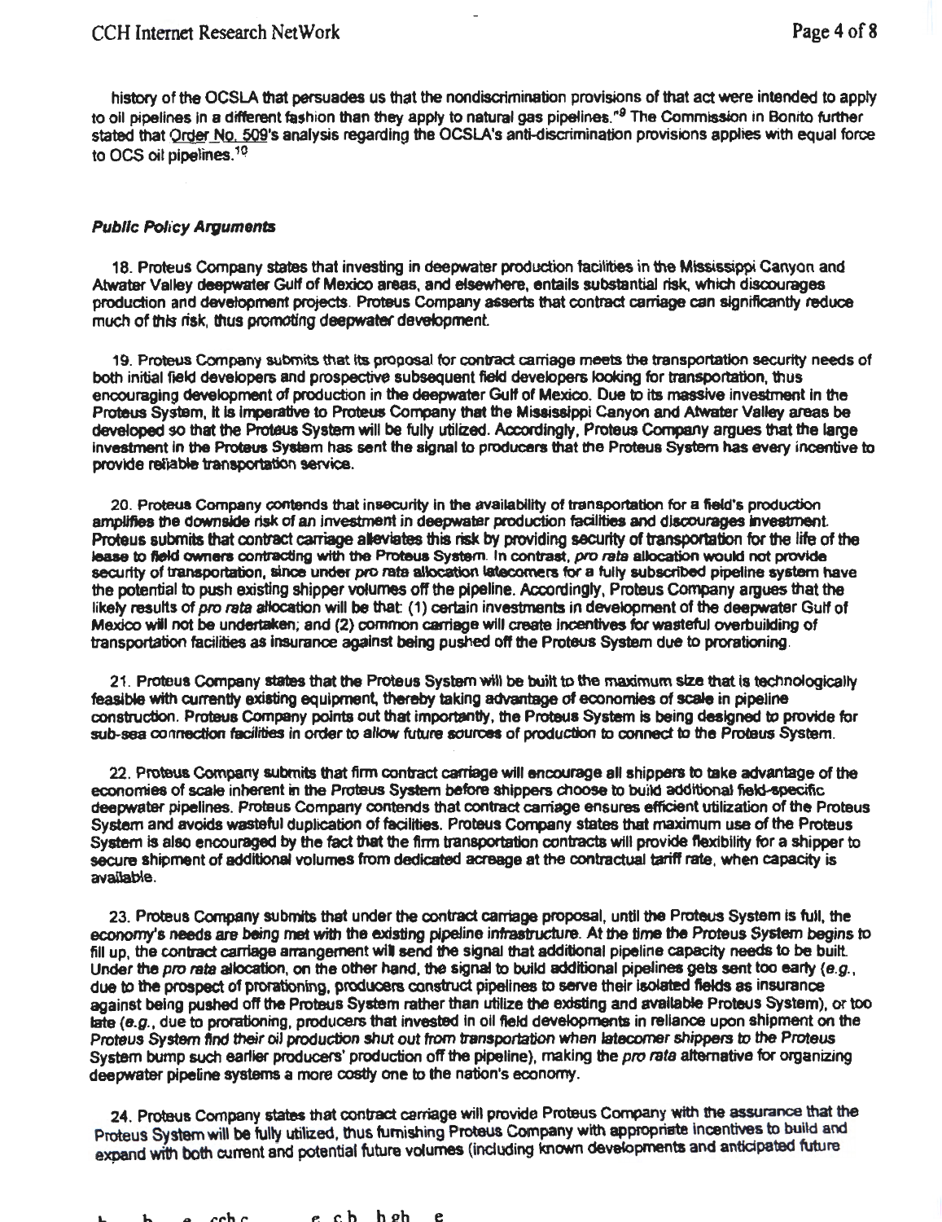history of the OCSLA that persuades us that the nondiscrimination provisions of that act were intended to apply to oil pipelines in a different fashion than they apply to natural gas pipelines."[9] The Commission in Bonito further stated that Order No. 509's analysis regarding the OCSLA's anti-discrimination provisions applies with equal force to OCS oil pipelines.[10]

***Public Policy Arguments***

18. Proteus Company states that investing in deepwater production facilities in the Mississippi Canyon and Atwater Valley deepwater Gulf of Mexico areas, and elsewhere, entails substantial risk, which discourages production and development projects. Proteus Company asserts that contract carriage can significantly reduce much of this risk, thus promoting deepwater development.

19. Proteus Company submits that its proposal for contract carriage meets the transportation security needs of both initial field developers and prospective subsequent field developers looking for transportation, thus encouraging development of production in the deepwater Gulf of Mexico. Due to its massive investment in the Proteus System, it is imperative to Proteus Company that the Mississippi Canyon and Atwater Valley areas be developed so that the Proteus System will be fully utilized. Accordingly, Proteus Company argues that the large investment in the Proteus System has sent the signal to producers that the Proteus System has every incentive to provide reliable transportation service.

20. Proteus Company contends that insecurity in the availability of transportation for a field's production amplifies the downside risk of an investment in deepwater production facilities and discourages investment. Proteus submits that contract carriage alleviates this risk by providing security of transportation for the life of the lease to field owners contracting with the Proteus System. In contrast, *pro rata* allocation would not provide security of transportation, since under *pro rata* allocation latecomers for a fully subscribed pipeline system have the potential to push existing shipper volumes off the pipeline. Accordingly, Proteus Company argues that the likely results of *pro rata* allocation will be that: (1) certain investments in development of the deepwater Gulf of Mexico will not be undertaken; and (2) common carriage will create incentives for wasteful overbuilding of transportation facilities as insurance against being pushed off the Proteus System due to prorationing.

21. Proteus Company states that the Proteus System will be built to the maximum size that is technologically feasible with currently existing equipment, thereby taking advantage of economies of scale in pipeline construction. Proteus Company points out that importantly, the Proteus System is being designed to provide for sub-sea connection facilities in order to allow future sources of production to connect to the Proteus System.

22. Proteus Company submits that firm contract carriage will encourage all shippers to take advantage of the economies of scale inherent in the Proteus System before shippers choose to build additional field-specific deepwater pipelines. Proteus Company contends that contract carriage ensures efficient utilization of the Proteus System and avoids wasteful duplication of facilities. Proteus Company states that maximum use of the Proteus System is also encouraged by the fact that the firm transportation contracts will provide flexibility for a shipper to secure shipment of additional volumes from dedicated acreage at the contractual tariff rate, when capacity is available.

23. Proteus Company submits that under the contract carriage proposal, until the Proteus System is full, the economy's needs are being met with the existing pipeline infrastructure. At the time the Proteus System begins to fill up, the contract carriage arrangement will send the signal that additional pipeline capacity needs to be built. Under the *pro rata* allocation, on the other hand, the signal to build additional pipelines gets sent too early (*e.g.*, due to the prospect of prorationing, producers construct pipelines to serve their isolated fields as insurance against being pushed off the Proteus System rather than utilize the existing and available Proteus System), or too late (*e.g.*, due to prorationing, producers that invested in oil field developments in reliance upon shipment on the Proteus System find their oil production shut out from transportation when latecomer shippers to the Proteus System bump such earlier producers' production off the pipeline), making the *pro rata* alternative for organizing deepwater pipeline systems a more costly one to the nation's economy.

24. Proteus Company states that contract carriage will provide Proteus Company with the assurance that the Proteus System will be fully utilized, thus furnishing Proteus Company with appropriate incentives to build and expand with both current and potential future volumes (including known developments and anticipated future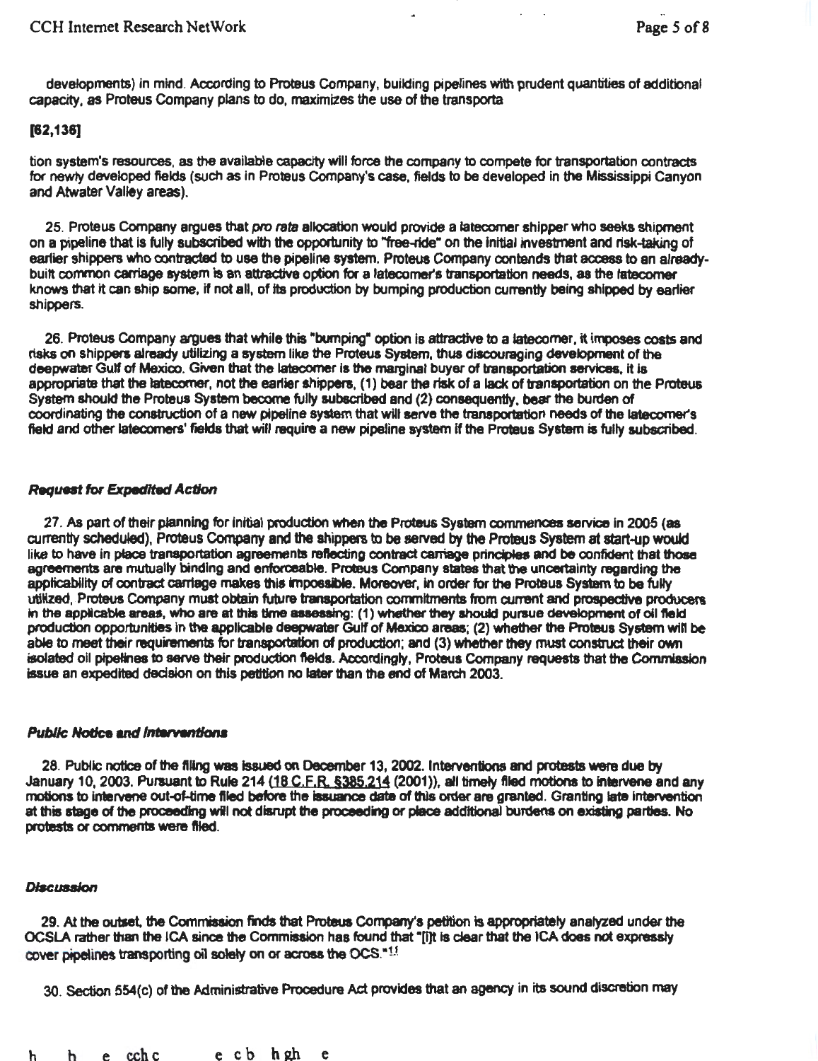developments) in mind. According to Proteus Company, building pipelines with prudent quantities of additional capacity, as Proteus Company plans to do, maximizes the use of the transporta

[62,136]

tion system's resources, as the available capacity will force the company to compete for transportation contracts for newly developed fields (such as in Proteus Company's case, fields to be developed in the Mississippi Canyon and Atwater Valley areas).

25. Proteus Company argues that *pro rata* allocation would provide a latecomer shipper who seeks shipment on a pipeline that is fully subscribed with the opportunity to "free-ride" on the initial investment and risk-taking of earlier shippers who contracted to use the pipeline system. Proteus Company contends that access to an already-built common carriage system is an attractive option for a latecomer's transportation needs, as the latecomer knows that it can ship some, if not all, of its production by bumping production currently being shipped by earlier shippers.

26. Proteus Company argues that while this "bumping" option is attractive to a latecomer, it imposes costs and risks on shippers already utilizing a system like the Proteus System, thus discouraging development of the deepwater Gulf of Mexico. Given that the latecomer is the marginal buyer of transportation services, it is appropriate that the latecomer, not the earlier shippers, (1) bear the risk of a lack of transportation on the Proteus System should the Proteus System become fully subscribed and (2) consequently, bear the burden of coordinating the construction of a new pipeline system that will serve the transportation needs of the latecomer's field and other latecomers' fields that will require a new pipeline system if the Proteus System is fully subscribed.

#### *Request for Expedited Action*

27. As part of their planning for initial production when the Proteus System commences service in 2005 (as currently scheduled), Proteus Company and the shippers to be served by the Proteus System at start-up would like to have in place transportation agreements reflecting contract carriage principles and be confident that those agreements are mutually binding and enforceable. Proteus Company states that the uncertainty regarding the applicability of contract carriage makes this impossible. Moreover, in order for the Proteus System to be fully utilized, Proteus Company must obtain future transportation commitments from current and prospective producers in the applicable areas, who are at this time assessing: (1) whether they should pursue development of oil field production opportunities in the applicable deepwater Gulf of Mexico areas; (2) whether the Proteus System will be able to meet their requirements for transportation of production; and (3) whether they must construct their own isolated oil pipelines to serve their production fields. Accordingly, Proteus Company requests that the Commission issue an expedited decision on this petition no later than the end of March 2003.

#### *Public Notice and Interventions*

28. Public notice of the filing was issued on December 13, 2002. Interventions and protests were due by January 10, 2003. Pursuant to Rule 214 (18 C.F.R. §385.214 (2001)), all timely filed motions to intervene and any motions to intervene out-of-time filed before the issuance date of this order are granted. Granting late intervention at this stage of the proceeding will not disrupt the proceeding or place additional burdens on existing parties. No protests or comments were filed.

#### *Discussion*

29. At the outset, the Commission finds that Proteus Company's petition is appropriately analyzed under the OCSLA rather than the ICA since the Commission has found that "[i]t is clear that the ICA does not expressly cover pipelines transporting oil solely on or across the OCS."[11]

30. Section 554(c) of the Administrative Procedure Act provides that an agency in its sound discretion may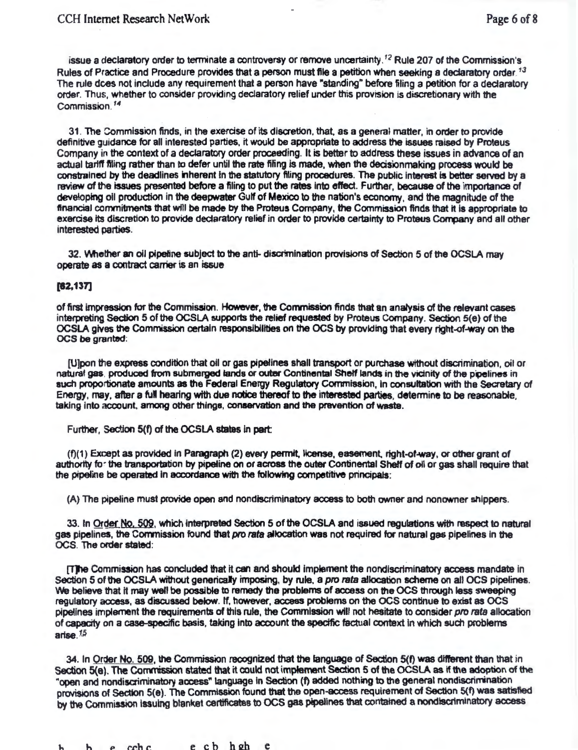issue a declaratory order to terminate a controversy or remove uncertainty.[12] Rule 207 of the Commission's Rules of Practice and Procedure provides that a person must file a petition when seeking a declaratory order.[13] The rule does not include any requirement that a person have "standing" before filing a petition for a declaratory order. Thus, whether to consider providing declaratory relief under this provision is discretionary with the Commission.[14]

31. The Commission finds, in the exercise of its discretion, that, as a general matter, in order to provide definitive guidance for all interested parties, it would be appropriate to address the issues raised by Proteus Company in the context of a declaratory order proceeding. It is better to address these issues in advance of an actual tariff filing rather than to defer until the rate filing is made, when the decisionmaking process would be constrained by the deadlines inherent in the statutory filing procedures. The public interest is better served by a review of the issues presented before a filing to put the rates into effect. Further, because of the importance of developing oil production in the deepwater Gulf of Mexico to the nation's economy, and the magnitude of the financial commitments that will be made by the Proteus Company, the Commission finds that it is appropriate to exercise its discretion to provide declaratory relief in order to provide certainty to Proteus Company and all other interested parties.

32. Whether an oil pipeline subject to the anti- discrimination provisions of Section 5 of the OCSLA may operate as a contract carrier is an issue

**[62,137]**

of first impression for the Commission. However, the Commission finds that an analysis of the relevant cases interpreting Section 5 of the OCSLA supports the relief requested by Proteus Company. Section 5(e) of the OCSLA gives the Commission certain responsibilities on the OCS by providing that every right-of-way on the OCS be granted:

> [U]pon the express condition that oil or gas pipelines shall transport or purchase without discrimination, oil or natural gas, produced from submerged lands or outer Continental Shelf lands in the vicinity of the pipelines in such proportionate amounts as the Federal Energy Regulatory Commission, in consultation with the Secretary of Energy, may, after a full hearing with due notice thereof to the interested parties, determine to be reasonable, taking into account, among other things, conservation and the prevention of waste.

Further, Section 5(f) of the OCSLA states in part:

> (f)(1) Except as provided in Paragraph (2) every permit, license, easement, right-of-way, or other grant of authority for the transportation by pipeline on or across the outer Continental Shelf of oil or gas shall require that the pipeline be operated in accordance with the following competitive principals:
>
> (A) The pipeline must provide open and nondiscriminatory access to both owner and nonowner shippers.

33. In Order No. 509, which interpreted Section 5 of the OCSLA and issued regulations with respect to natural gas pipelines, the Commission found that *pro rata* allocation was not required for natural gas pipelines in the OCS. The order stated:

> [T]he Commission has concluded that it can and should implement the nondiscriminatory access mandate in Section 5 of the OCSLA without generically imposing, by rule, a *pro rata* allocation scheme on all OCS pipelines. We believe that it may well be possible to remedy the problems of access on the OCS through less sweeping regulatory access, as discussed below. If, however, access problems on the OCS continue to exist as OCS pipelines implement the requirements of this rule, the Commission will not hesitate to consider *pro rata* allocation of capacity on a case-specific basis, taking into account the specific factual context in which such problems arise.[15]

34. In Order No. 509, the Commission recognized that the language of Section 5(f) was different than that in Section 5(e). The Commission stated that it could not implement Section 5 of the OCSLA as if the adoption of the "open and nondiscriminatory access" language in Section (f) added nothing to the general nondiscrimination provisions of Section 5(e). The Commission found that the open-access requirement of Section 5(f) was satisfied by the Commission issuing blanket certificates to OCS gas pipelines that contained a nondiscriminatory access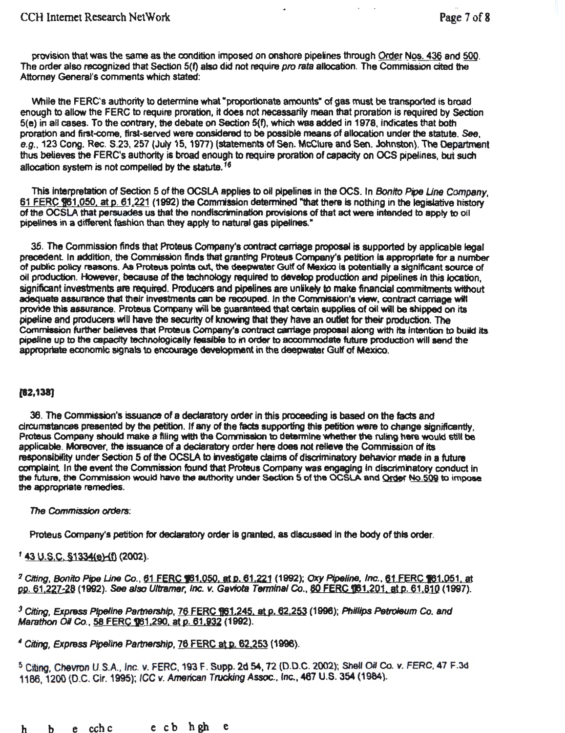provision that was the same as the condition imposed on onshore pipelines through Order Nos. 436 and 500. The order also recognized that Section 5(f) also did not require *pro rata* allocation. The Commission cited the Attorney General's comments which stated:

While the FERC's authority to determine what "proportionate amounts" of gas must be transported is broad enough to allow the FERC to require proration, it does not necessarily mean that proration is required by Section 5(e) in all cases. To the contrary, the debate on Section 5(f), which was added in 1978, indicates that both proration and first-come, first-served were considered to be possible means of allocation under the statute. *See, e.g.*, 123 Cong. Rec. S.23, 257 (July 15, 1977) (statements of Sen. McClure and Sen. Johnston). The Department thus believes the FERC's authority is broad enough to require proration of capacity on OCS pipelines, but such allocation system is not compelled by the statute.[16]

This interpretation of Section 5 of the OCSLA applies to oil pipelines in the OCS. In *Bonito Pipe Line Company*, 61 FERC ¶61,050, at p. 61,221 (1992) the Commission determined "that there is nothing in the legislative history of the OCSLA that persuades us that the nondiscrimination provisions of that act were intended to apply to oil pipelines in a different fashion than they apply to natural gas pipelines."

35. The Commission finds that Proteus Company's contract carriage proposal is supported by applicable legal precedent. In addition, the Commission finds that granting Proteus Company's petition is appropriate for a number of public policy reasons. As Proteus points out, the deepwater Gulf of Mexico is potentially a significant source of oil production. However, because of the technology required to develop production and pipelines in this location, significant investments are required. Producers and pipelines are unlikely to make financial commitments without adequate assurance that their investments can be recouped. In the Commission's view, contract carriage will provide this assurance. Proteus Company will be guaranteed that certain supplies of oil will be shipped on its pipeline and producers will have the security of knowing that they have an outlet for their production. The Commission further believes that Proteus Company's contract carriage proposal along with its intention to build its pipeline up to the capacity technologically feasible to in order to accommodate future production will send the appropriate economic signals to encourage development in the deepwater Gulf of Mexico.

[62,138]

36. The Commission's issuance of a declaratory order in this proceeding is based on the facts and circumstances presented by the petition. If any of the facts supporting this petition were to change significantly, Proteus Company should make a filing with the Commission to determine whether the ruling here would still be applicable. Moreover, the issuance of a declaratory order here does not relieve the Commission of its responsibility under Section 5 of the OCSLA to investigate claims of discriminatory behavior made in a future complaint. In the event the Commission found that Proteus Company was engaging in discriminatory conduct in the future, the Commission would have the authority under Section 5 of the OCSLA and Order No.509 to impose the appropriate remedies.

*The Commission orders*:

Proteus Company's petition for declaratory order is granted, as discussed in the body of this order.

[1] 43 U.S.C. §1334(e)-(f) (2002).

[2] *Citing, Bonito Pipe Line Co.*, 61 FERC ¶61,050, at p. 61,221 (1992); *Oxy Pipeline, Inc.*, 61 FERC ¶61,051, at pp. 61,227-28 (1992). *See also Ultramar, Inc. v. Gaviota Terminal Co.*, 80 FERC ¶61,201, at p. 61,810 (1997).

[3] *Citing, Express Pipeline Partnership*, 76 FERC ¶61,245, at p. 62,253 (1996); *Phillips Petroleum Co. and Marathon Oil Co.*, 58 FERC ¶61,290, at p. 61,932 (1992).

[4] *Citing, Express Pipeline Partnership*, 76 FERC at p. 62,253 (1996).

[5] Citing, *Chevron U.S.A., Inc. v. FERC*, 193 F. Supp. 2d 54, 72 (D.D.C. 2002); *Shell Oil Co. v. FERC*, 47 F.3d 1186, 1200 (D.C. Cir. 1995); *ICC v. American Trucking Assoc., Inc.*, 467 U.S. 354 (1984).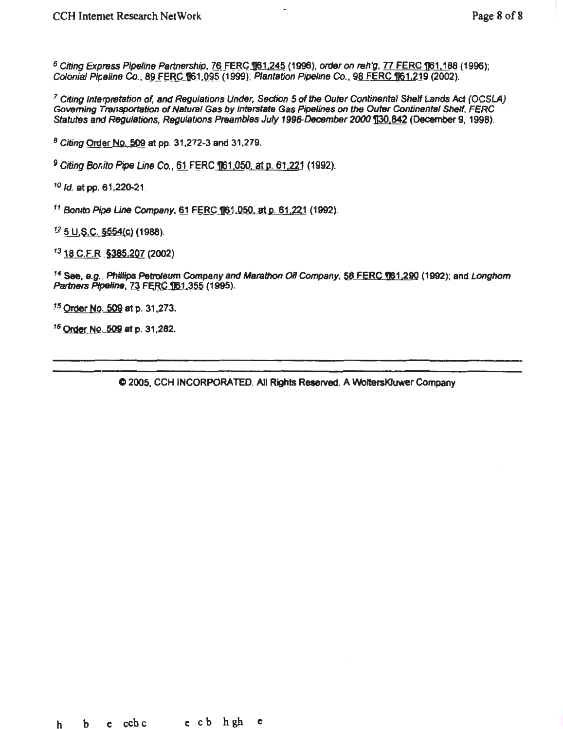[6] *Citing Express Pipeline Partnership*, 76 FERC ¶61,245 (1996), *order on reh'g*, 77 FERC ¶61,188 (1996); *Colonial Pipeline Co.*, 89 FERC ¶61,095 (1999); *Plantation Pipeline Co.*, 98 FERC ¶61,219 (2002).

[7] *Citing Interpretation of, and Regulations Under, Section 5 of the Outer Continental Shelf Lands Act (OCSLA) Governing Transportation of Natural Gas by Interstate Gas Pipelines on the Outer Continental Shelf, FERC Statutes and Regulations, Regulations Preambles July 1996-December 2000* ¶30,842 (December 9, 1998).

[8] *Citing* Order No. 509 at pp. 31,272-3 and 31,279.

[9] *Citing Bonito Pipe Line Co.*, 61 FERC ¶61,050, at p. 61,221 (1992).

[10] *Id.* at pp. 61,220-21.

[11] *Bonito Pipe Line Company*, 61 FERC ¶61,050, at p. 61,221 (1992).

[12] 5 U.S.C. §554(c) (1988).

[13] 18 C.F.R. §385.207 (2002)

[14] See, e.g., *Phillips Petroleum Company and Marathon Oil Company*, 58 FERC ¶61,290 (1992); and *Longhorn Partners Pipeline*, 73 FERC ¶61,355 (1995).

[15] Order No. 509 at p. 31,273.

[16] Order No. 509 at p. 31,282.

---

© 2005, CCH INCORPORATED. All Rights Reserved. A WoltersKluwer Company